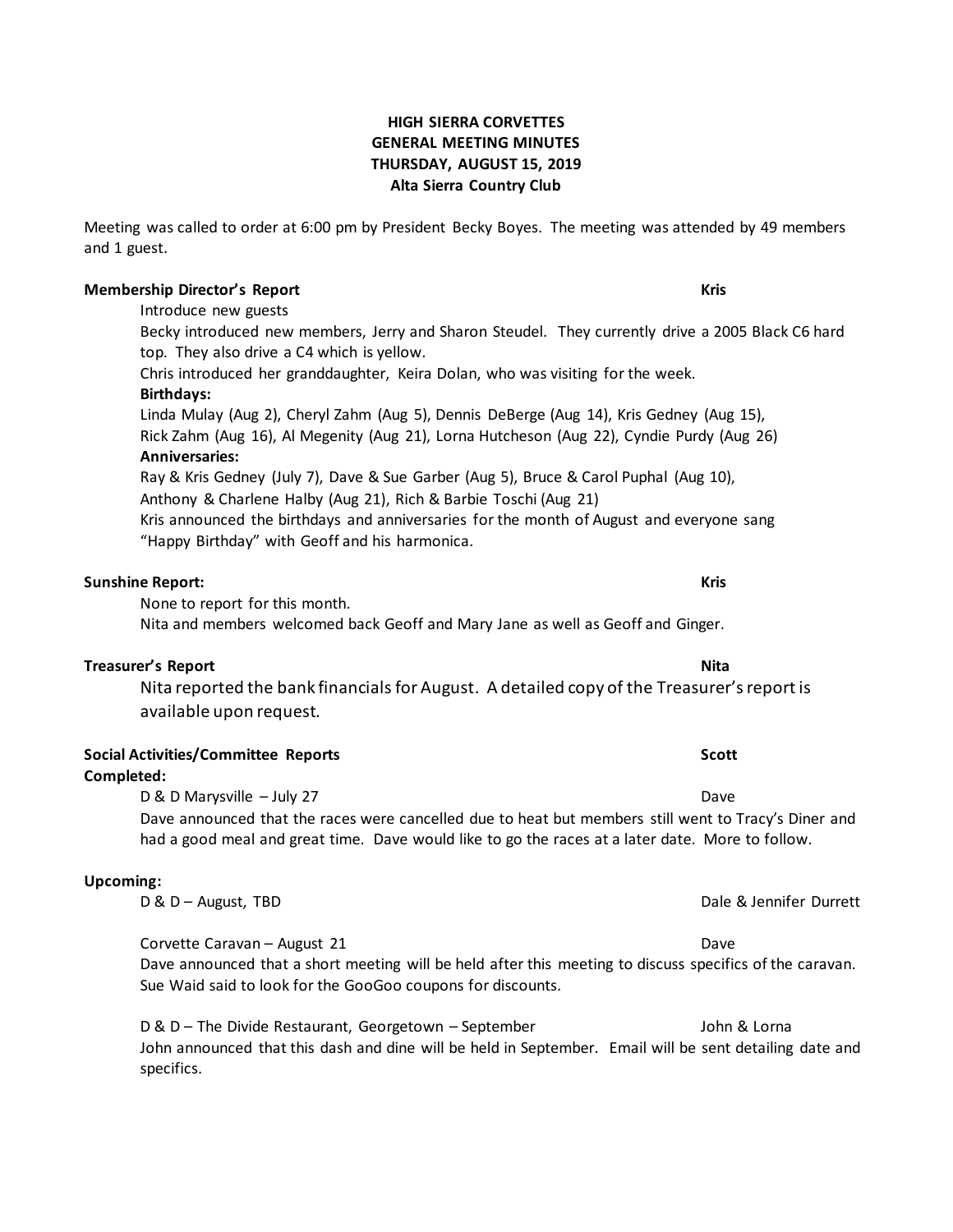**HIGH SIERRA CORVETTES**
**GENERAL MEETING MINUTES**
**THURSDAY, AUGUST 15, 2019**
**Alta Sierra Country Club**

Meeting was called to order at 6:00 pm by President Becky Boyes. The meeting was attended by 49 members and 1 guest.

**Membership Director's Report** **Kris**

Introduce new guests

Becky introduced new members, Jerry and Sharon Steudel. They currently drive a 2005 Black C6 hard top. They also drive a C4 which is yellow.

Chris introduced her granddaughter, Keira Dolan, who was visiting for the week.

**Birthdays:**

Linda Mulay (Aug 2), Cheryl Zahm (Aug 5), Dennis DeBerge (Aug 14), Kris Gedney (Aug 15), Rick Zahm (Aug 16), Al Megenity (Aug 21), Lorna Hutcheson (Aug 22), Cyndie Purdy (Aug 26)

**Anniversaries:**

Ray & Kris Gedney (July 7), Dave & Sue Garber (Aug 5), Bruce & Carol Puphal (Aug 10), Anthony & Charlene Halby (Aug 21), Rich & Barbie Toschi (Aug 21)

Kris announced the birthdays and anniversaries for the month of August and everyone sang "Happy Birthday" with Geoff and his harmonica.

**Sunshine Report:** **Kris**

None to report for this month.

Nita and members welcomed back Geoff and Mary Jane as well as Geoff and Ginger.

**Treasurer's Report** **Nita**

Nita reported the bank financials for August. A detailed copy of the Treasurer's report is available upon request.

**Social Activities/Committee Reports** **Scott**

**Completed:**

D & D Marysville – July 27 — Dave

Dave announced that the races were cancelled due to heat but members still went to Tracy's Diner and had a good meal and great time. Dave would like to go the races at a later date. More to follow.

**Upcoming:**

D & D – August, TBD — Dale & Jennifer Durrett

Corvette Caravan – August 21 — Dave

Dave announced that a short meeting will be held after this meeting to discuss specifics of the caravan. Sue Waid said to look for the GooGoo coupons for discounts.

D & D – The Divide Restaurant, Georgetown – September — John & Lorna

John announced that this dash and dine will be held in September. Email will be sent detailing date and specifics.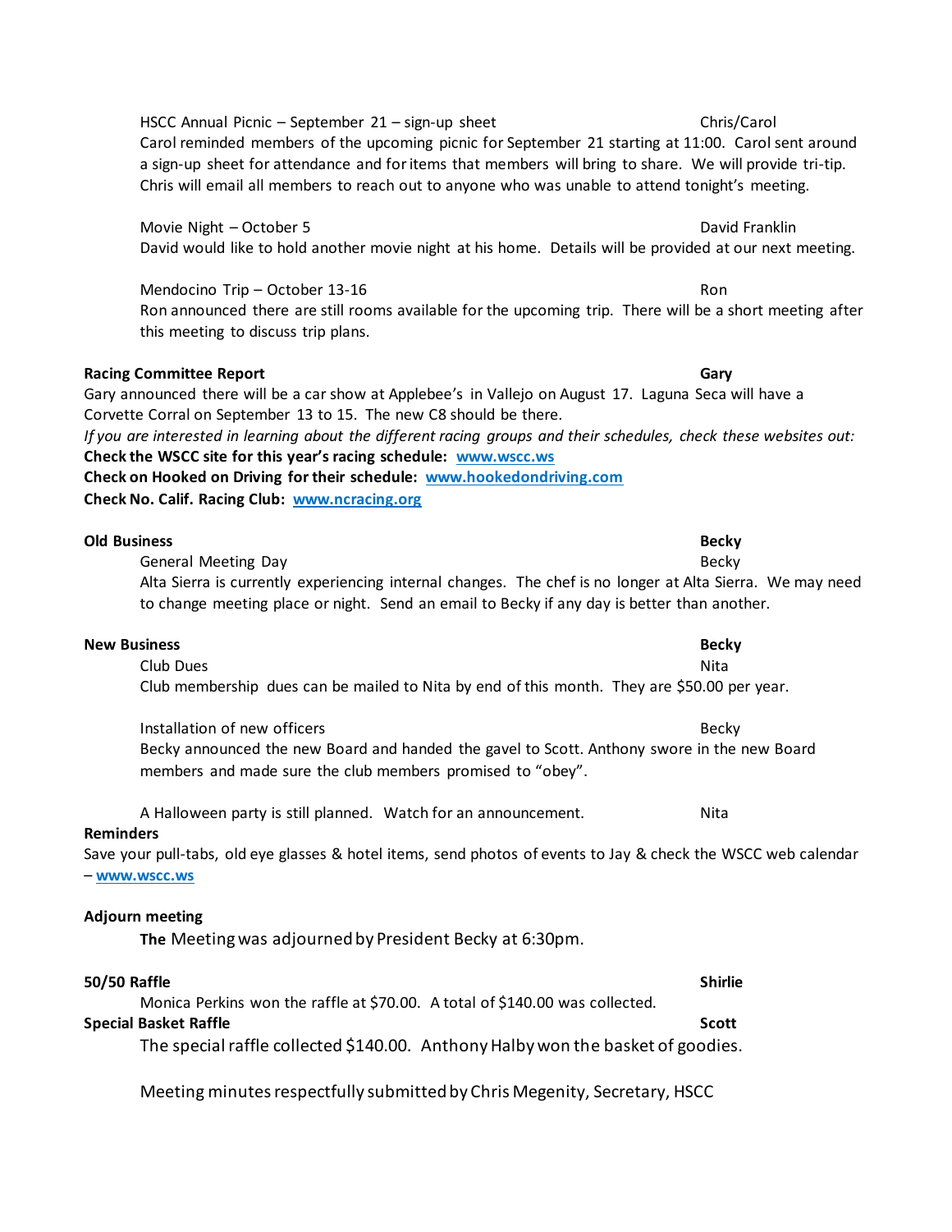HSCC Annual Picnic – September 21 – sign-up sheet Chris/Carol

Carol reminded members of the upcoming picnic for September 21 starting at 11:00. Carol sent around a sign-up sheet for attendance and for items that members will bring to share. We will provide tri-tip. Chris will email all members to reach out to anyone who was unable to attend tonight's meeting.

Movie Night – October 5 David Franklin

David would like to hold another movie night at his home. Details will be provided at our next meeting.

Mendocino Trip – October 13-16 Ron

Ron announced there are still rooms available for the upcoming trip. There will be a short meeting after this meeting to discuss trip plans.

**Racing Committee Report** **Gary**

Gary announced there will be a car show at Applebee's in Vallejo on August 17. Laguna Seca will have a Corvette Corral on September 13 to 15. The new C8 should be there.

*If you are interested in learning about the different racing groups and their schedules, check these websites out:*

**Check the WSCC site for this year's racing schedule: www.wscc.ws**

**Check on Hooked on Driving for their schedule: www.hookedondriving.com**

**Check No. Calif. Racing Club: www.ncracing.org**

**Old Business** **Becky**

General Meeting Day Becky

Alta Sierra is currently experiencing internal changes. The chef is no longer at Alta Sierra. We may need to change meeting place or night. Send an email to Becky if any day is better than another.

**New Business** **Becky**

Club Dues Nita

Club membership dues can be mailed to Nita by end of this month. They are $50.00 per year.

Installation of new officers Becky

Becky announced the new Board and handed the gavel to Scott. Anthony swore in the new Board members and made sure the club members promised to "obey".

A Halloween party is still planned. Watch for an announcement. Nita

**Reminders**

Save your pull-tabs, old eye glasses & hotel items, send photos of events to Jay & check the WSCC web calendar – **www.wscc.ws**

**Adjourn meeting**

**The** Meeting was adjourned by President Becky at 6:30pm.

**50/50 Raffle** **Shirlie**

Monica Perkins won the raffle at $70.00. A total of $140.00 was collected.

**Special Basket Raffle** **Scott**

The special raffle collected $140.00. Anthony Halby won the basket of goodies.

Meeting minutes respectfully submitted by Chris Megenity, Secretary, HSCC